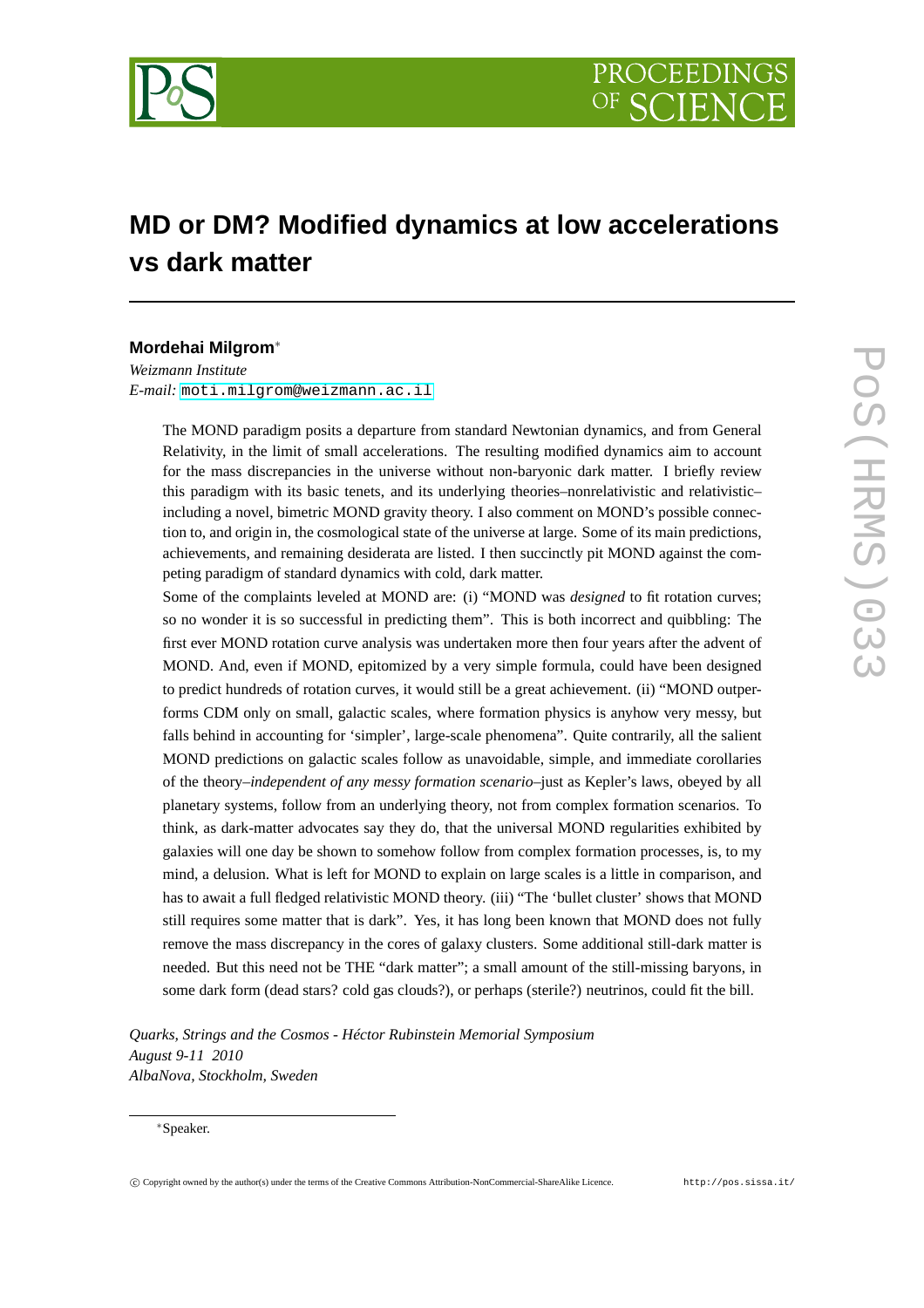# MD or DM? Modified dynamics at low accelerations vs dark matter

**Mordehai Milgrom**[*]

*Weizmann Institute*

*E-mail:* moti.milgrom@weizmann.ac.il

The MOND paradigm posits a departure from standard Newtonian dynamics, and from General Relativity, in the limit of small accelerations. The resulting modified dynamics aim to account for the mass discrepancies in the universe without non-baryonic dark matter. I briefly review this paradigm with its basic tenets, and its underlying theories–nonrelativistic and relativistic–including a novel, bimetric MOND gravity theory. I also comment on MOND's possible connection to, and origin in, the cosmological state of the universe at large. Some of its main predictions, achievements, and remaining desiderata are listed. I then succinctly pit MOND against the competing paradigm of standard dynamics with cold, dark matter.

Some of the complaints leveled at MOND are: (i) "MOND was *designed* to fit rotation curves; so no wonder it is so successful in predicting them". This is both incorrect and quibbling: The first ever MOND rotation curve analysis was undertaken more then four years after the advent of MOND. And, even if MOND, epitomized by a very simple formula, could have been designed to predict hundreds of rotation curves, it would still be a great achievement. (ii) "MOND outperforms CDM only on small, galactic scales, where formation physics is anyhow very messy, but falls behind in accounting for 'simpler', large-scale phenomena". Quite contrarily, all the salient MOND predictions on galactic scales follow as unavoidable, simple, and immediate corollaries of the theory–*independent of any messy formation scenario*–just as Kepler's laws, obeyed by all planetary systems, follow from an underlying theory, not from complex formation scenarios. To think, as dark-matter advocates say they do, that the universal MOND regularities exhibited by galaxies will one day be shown to somehow follow from complex formation processes, is, to my mind, a delusion. What is left for MOND to explain on large scales is a little in comparison, and has to await a full fledged relativistic MOND theory. (iii) "The 'bullet cluster' shows that MOND still requires some matter that is dark". Yes, it has long been known that MOND does not fully remove the mass discrepancy in the cores of galaxy clusters. Some additional still-dark matter is needed. But this need not be THE "dark matter"; a small amount of the still-missing baryons, in some dark form (dead stars? cold gas clouds?), or perhaps (sterile?) neutrinos, could fit the bill.

*Quarks, Strings and the Cosmos - Héctor Rubinstein Memorial Symposium*
*August 9-11 2010*
*AlbaNova, Stockholm, Sweden*

[*]Speaker.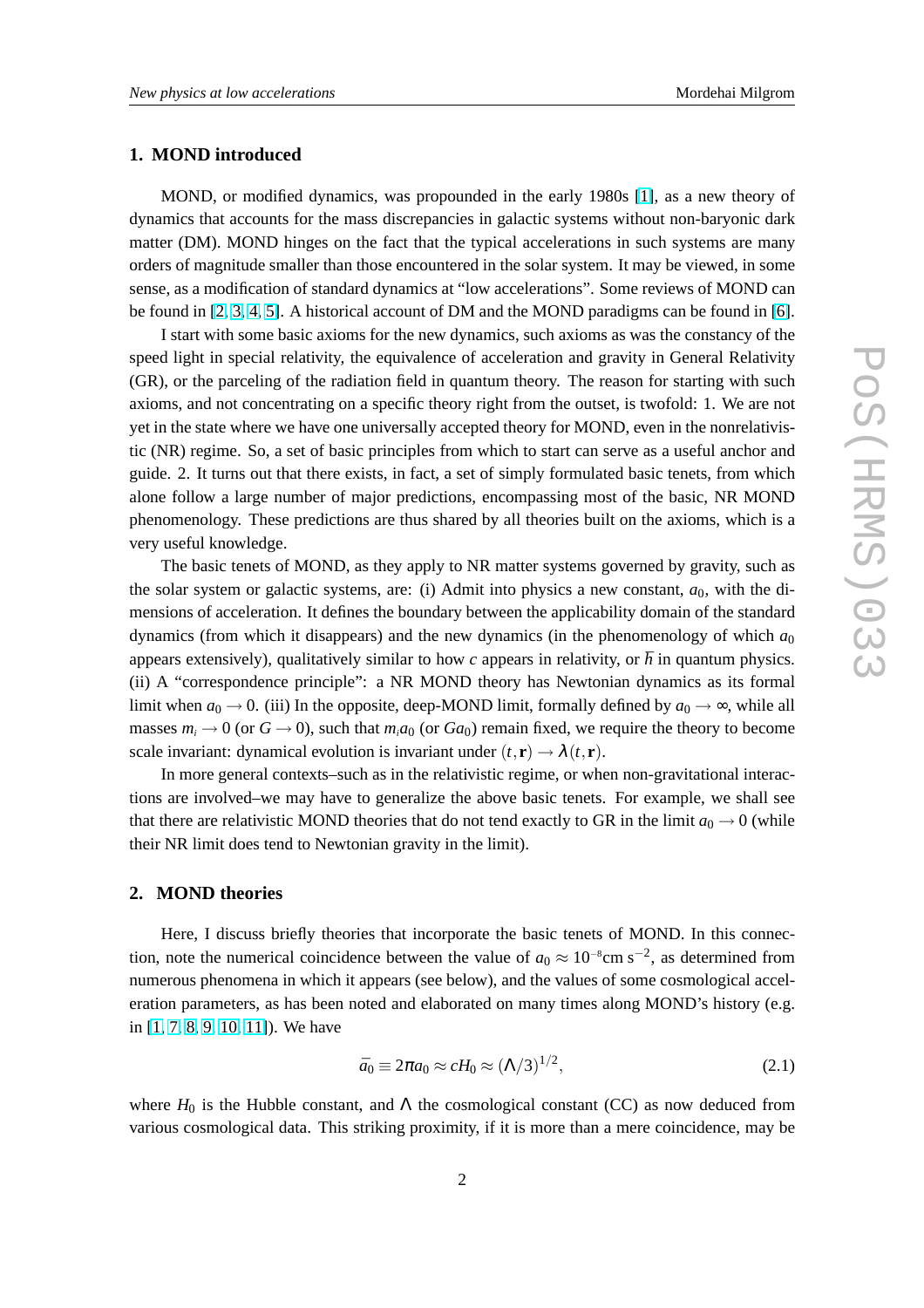## 1. MOND introduced

MOND, or modified dynamics, was propounded in the early 1980s [1], as a new theory of dynamics that accounts for the mass discrepancies in galactic systems without non-baryonic dark matter (DM). MOND hinges on the fact that the typical accelerations in such systems are many orders of magnitude smaller than those encountered in the solar system. It may be viewed, in some sense, as a modification of standard dynamics at "low accelerations". Some reviews of MOND can be found in [2, 3, 4, 5]. A historical account of DM and the MOND paradigms can be found in [6].

I start with some basic axioms for the new dynamics, such axioms as was the constancy of the speed light in special relativity, the equivalence of acceleration and gravity in General Relativity (GR), or the parceling of the radiation field in quantum theory. The reason for starting with such axioms, and not concentrating on a specific theory right from the outset, is twofold: 1. We are not yet in the state where we have one universally accepted theory for MOND, even in the nonrelativistic (NR) regime. So, a set of basic principles from which to start can serve as a useful anchor and guide. 2. It turns out that there exists, in fact, a set of simply formulated basic tenets, from which alone follow a large number of major predictions, encompassing most of the basic, NR MOND phenomenology. These predictions are thus shared by all theories built on the axioms, which is a very useful knowledge.

The basic tenets of MOND, as they apply to NR matter systems governed by gravity, such as the solar system or galactic systems, are: (i) Admit into physics a new constant, $a_0$, with the dimensions of acceleration. It defines the boundary between the applicability domain of the standard dynamics (from which it disappears) and the new dynamics (in the phenomenology of which $a_0$ appears extensively), qualitatively similar to how $c$ appears in relativity, or $\hbar$ in quantum physics. (ii) A "correspondence principle": a NR MOND theory has Newtonian dynamics as its formal limit when $a_0 \to 0$. (iii) In the opposite, deep-MOND limit, formally defined by $a_0 \to \infty$, while all masses $m_i \to 0$ (or $G \to 0$), such that $m_i a_0$ (or $Ga_0$) remain fixed, we require the theory to become scale invariant: dynamical evolution is invariant under $(t, \mathbf{r}) \to \lambda(t, \mathbf{r})$.

In more general contexts–such as in the relativistic regime, or when non-gravitational interactions are involved–we may have to generalize the above basic tenets. For example, we shall see that there are relativistic MOND theories that do not tend exactly to GR in the limit $a_0 \to 0$ (while their NR limit does tend to Newtonian gravity in the limit).

## 2. MOND theories

Here, I discuss briefly theories that incorporate the basic tenets of MOND. In this connection, note the numerical coincidence between the value of $a_0 \approx 10^{-8}\text{cm s}^{-2}$, as determined from numerous phenomena in which it appears (see below), and the values of some cosmological acceleration parameters, as has been noted and elaborated on many times along MOND's history (e.g. in [1, 7, 8, 9, 10, 11]). We have

$$\bar{a}_0 \equiv 2\pi a_0 \approx cH_0 \approx (\Lambda/3)^{1/2}, \tag{2.1}$$

where $H_0$ is the Hubble constant, and $\Lambda$ the cosmological constant (CC) as now deduced from various cosmological data. This striking proximity, if it is more than a mere coincidence, may be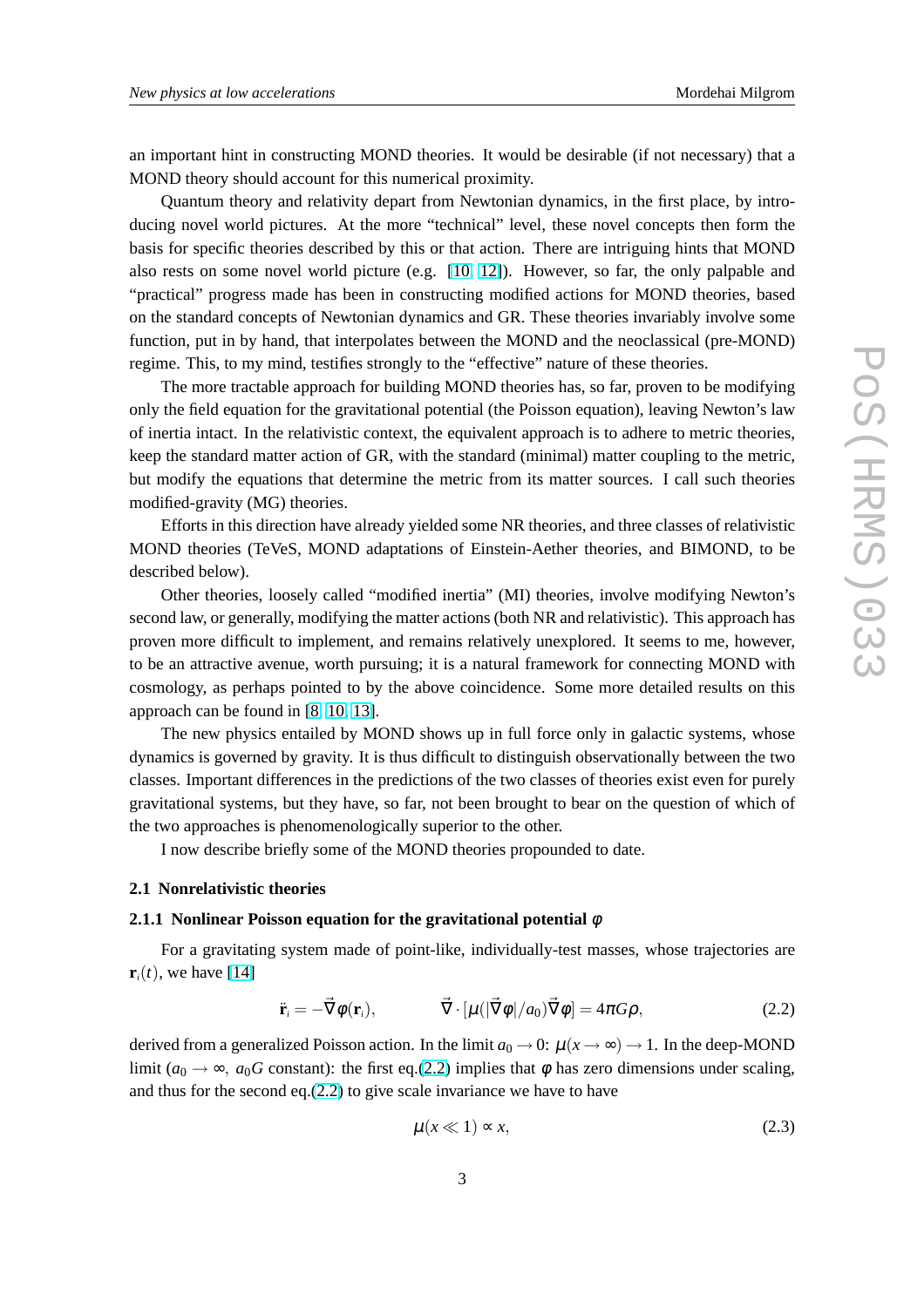an important hint in constructing MOND theories. It would be desirable (if not necessary) that a MOND theory should account for this numerical proximity.

Quantum theory and relativity depart from Newtonian dynamics, in the first place, by introducing novel world pictures. At the more "technical" level, these novel concepts then form the basis for specific theories described by this or that action. There are intriguing hints that MOND also rests on some novel world picture (e.g. [10, 12]). However, so far, the only palpable and "practical" progress made has been in constructing modified actions for MOND theories, based on the standard concepts of Newtonian dynamics and GR. These theories invariably involve some function, put in by hand, that interpolates between the MOND and the neoclassical (pre-MOND) regime. This, to my mind, testifies strongly to the "effective" nature of these theories.

The more tractable approach for building MOND theories has, so far, proven to be modifying only the field equation for the gravitational potential (the Poisson equation), leaving Newton's law of inertia intact. In the relativistic context, the equivalent approach is to adhere to metric theories, keep the standard matter action of GR, with the standard (minimal) matter coupling to the metric, but modify the equations that determine the metric from its matter sources. I call such theories modified-gravity (MG) theories.

Efforts in this direction have already yielded some NR theories, and three classes of relativistic MOND theories (TeVeS, MOND adaptations of Einstein-Aether theories, and BIMOND, to be described below).

Other theories, loosely called "modified inertia" (MI) theories, involve modifying Newton's second law, or generally, modifying the matter actions (both NR and relativistic). This approach has proven more difficult to implement, and remains relatively unexplored. It seems to me, however, to be an attractive avenue, worth pursuing; it is a natural framework for connecting MOND with cosmology, as perhaps pointed to by the above coincidence. Some more detailed results on this approach can be found in [8, 10, 13].

The new physics entailed by MOND shows up in full force only in galactic systems, whose dynamics is governed by gravity. It is thus difficult to distinguish observationally between the two classes. Important differences in the predictions of the two classes of theories exist even for purely gravitational systems, but they have, so far, not been brought to bear on the question of which of the two approaches is phenomenologically superior to the other.

I now describe briefly some of the MOND theories propounded to date.

### 2.1 Nonrelativistic theories

#### 2.1.1 Nonlinear Poisson equation for the gravitational potential $\phi$

For a gravitating system made of point-like, individually-test masses, whose trajectories are $\mathbf{r}_i(t)$, we have [14]

$$\ddot{\mathbf{r}}_i = -\vec{\nabla}\phi(\mathbf{r}_i), \qquad \vec{\nabla}\cdot[\mu(|\vec{\nabla}\phi|/a_0)\vec{\nabla}\phi] = 4\pi G\rho, \tag{2.2}$$

derived from a generalized Poisson action. In the limit $a_0 \to 0$: $\mu(x \to \infty) \to 1$. In the deep-MOND limit ($a_0 \to \infty$, $a_0 G$ constant): the first eq.(2.2) implies that $\phi$ has zero dimensions under scaling, and thus for the second eq.(2.2) to give scale invariance we have to have

$$\mu(x \ll 1) \propto x, \tag{2.3}$$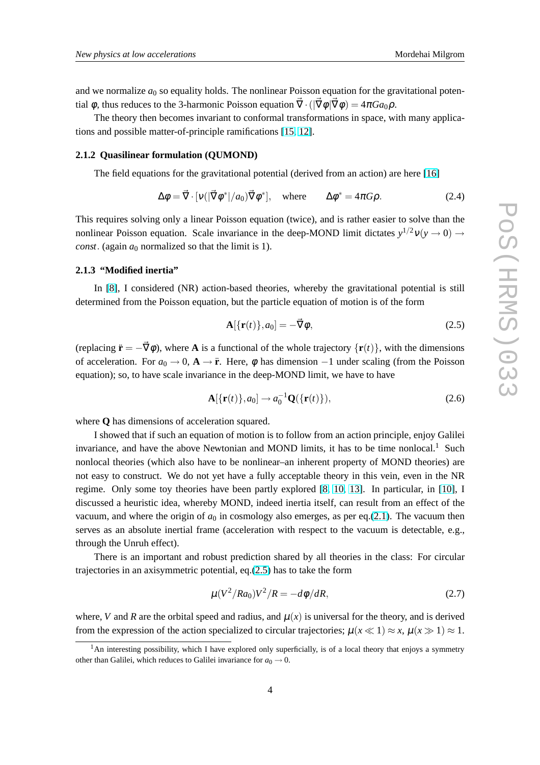and we normalize $a_0$ so equality holds. The nonlinear Poisson equation for the gravitational potential $\phi$, thus reduces to the 3-harmonic Poisson equation $\vec{\nabla}\cdot(|\vec{\nabla}\phi|\vec{\nabla}\phi) = 4\pi G a_0 \rho$.

The theory then becomes invariant to conformal transformations in space, with many applications and possible matter-of-principle ramifications [15, 12].

#### 2.1.2 Quasilinear formulation (QUMOND)

The field equations for the gravitational potential (derived from an action) are here [16]

$$\Delta\phi = \vec{\nabla}\cdot[\nu(|\vec{\nabla}\phi^*|/a_0)\vec{\nabla}\phi^*], \quad \text{where} \qquad \Delta\phi^* = 4\pi G\rho. \tag{2.4}$$

This requires solving only a linear Poisson equation (twice), and is rather easier to solve than the nonlinear Poisson equation. Scale invariance in the deep-MOND limit dictates $y^{1/2}\nu(y\to 0)\to$ *const*. (again $a_0$ normalized so that the limit is 1).

#### 2.1.3 "Modified inertia"

In [8], I considered (NR) action-based theories, whereby the gravitational potential is still determined from the Poisson equation, but the particle equation of motion is of the form

$$\mathbf{A}[\{\mathbf{r}(t)\}, a_0] = -\vec{\nabla}\phi, \tag{2.5}$$

(replacing $\ddot{\mathbf{r}} = -\vec{\nabla}\phi$), where $\mathbf{A}$ is a functional of the whole trajectory $\{\mathbf{r}(t)\}$, with the dimensions of acceleration. For $a_0\to 0$, $\mathbf{A}\to\ddot{\mathbf{r}}$. Here, $\phi$ has dimension $-1$ under scaling (from the Poisson equation); so, to have scale invariance in the deep-MOND limit, we have to have

$$\mathbf{A}[\{\mathbf{r}(t)\}, a_0] \to a_0^{-1}\mathbf{Q}(\{\mathbf{r}(t)\}), \tag{2.6}$$

where $\mathbf{Q}$ has dimensions of acceleration squared.

I showed that if such an equation of motion is to follow from an action principle, enjoy Galilei invariance, and have the above Newtonian and MOND limits, it has to be time nonlocal.[1] Such nonlocal theories (which also have to be nonlinear–an inherent property of MOND theories) are not easy to construct. We do not yet have a fully acceptable theory in this vein, even in the NR regime. Only some toy theories have been partly explored [8, 10, 13]. In particular, in [10], I discussed a heuristic idea, whereby MOND, indeed inertia itself, can result from an effect of the vacuum, and where the origin of $a_0$ in cosmology also emerges, as per eq.(2.1). The vacuum then serves as an absolute inertial frame (acceleration with respect to the vacuum is detectable, e.g., through the Unruh effect).

There is an important and robust prediction shared by all theories in the class: For circular trajectories in an axisymmetric potential, eq.(2.5) has to take the form

$$\mu(V^2/Ra_0)V^2/R = -d\phi/dR, \tag{2.7}$$

where, $V$ and $R$ are the orbital speed and radius, and $\mu(x)$ is universal for the theory, and is derived from the expression of the action specialized to circular trajectories; $\mu(x\ll 1)\approx x$, $\mu(x\gg 1)\approx 1$.

[1] An interesting possibility, which I have explored only superficially, is of a local theory that enjoys a symmetry other than Galilei, which reduces to Galilei invariance for $a_0\to 0$.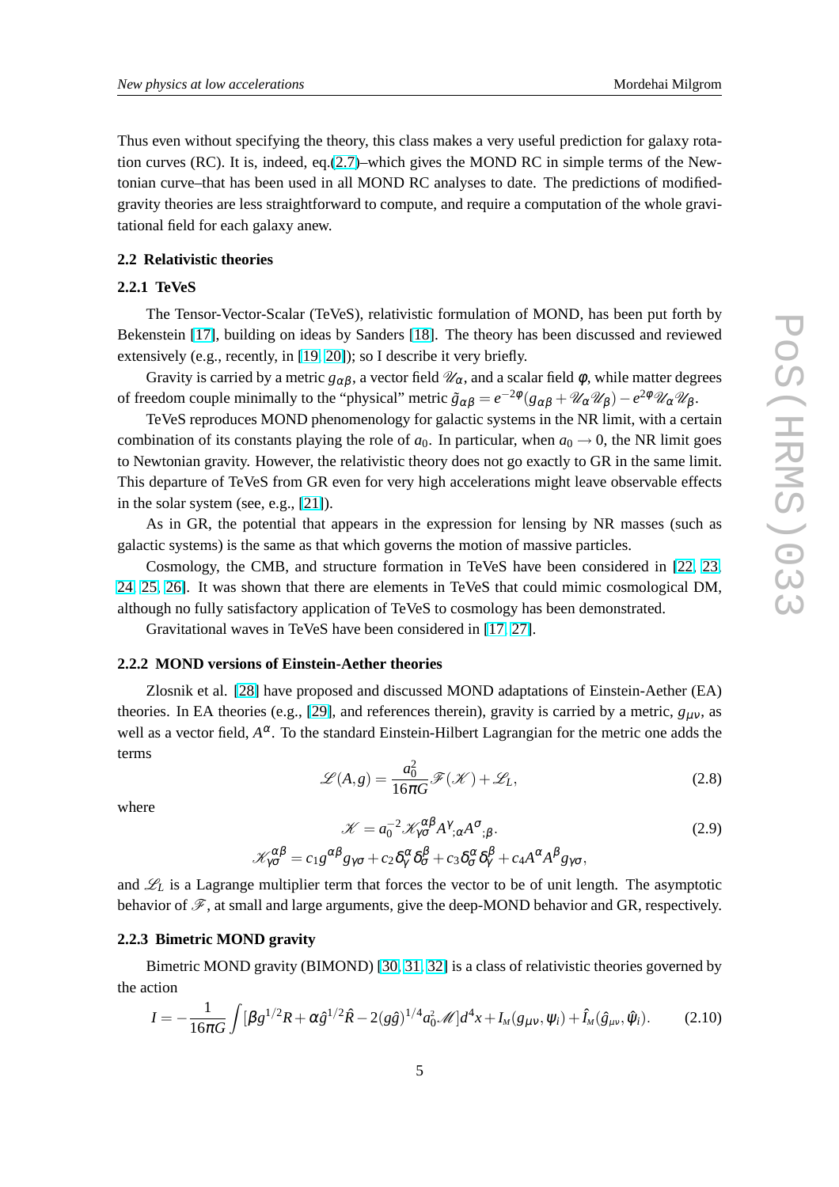Thus even without specifying the theory, this class makes a very useful prediction for galaxy rotation curves (RC). It is, indeed, eq.(2.7)–which gives the MOND RC in simple terms of the Newtonian curve–that has been used in all MOND RC analyses to date. The predictions of modified-gravity theories are less straightforward to compute, and require a computation of the whole gravitational field for each galaxy anew.

### 2.2 Relativistic theories

#### 2.2.1 TeVeS

The Tensor-Vector-Scalar (TeVeS), relativistic formulation of MOND, has been put forth by Bekenstein [17], building on ideas by Sanders [18]. The theory has been discussed and reviewed extensively (e.g., recently, in [19, 20]); so I describe it very briefly.

Gravity is carried by a metric $g_{\alpha\beta}$, a vector field $\mathscr{U}_\alpha$, and a scalar field $\phi$, while matter degrees of freedom couple minimally to the "physical" metric $\tilde{g}_{\alpha\beta} = e^{-2\phi}(g_{\alpha\beta} + \mathscr{U}_\alpha \mathscr{U}_\beta) - e^{2\phi}\mathscr{U}_\alpha \mathscr{U}_\beta$.

TeVeS reproduces MOND phenomenology for galactic systems in the NR limit, with a certain combination of its constants playing the role of $a_0$. In particular, when $a_0 \to 0$, the NR limit goes to Newtonian gravity. However, the relativistic theory does not go exactly to GR in the same limit. This departure of TeVeS from GR even for very high accelerations might leave observable effects in the solar system (see, e.g., [21]).

As in GR, the potential that appears in the expression for lensing by NR masses (such as galactic systems) is the same as that which governs the motion of massive particles.

Cosmology, the CMB, and structure formation in TeVeS have been considered in [22, 23, 24, 25, 26]. It was shown that there are elements in TeVeS that could mimic cosmological DM, although no fully satisfactory application of TeVeS to cosmology has been demonstrated.

Gravitational waves in TeVeS have been considered in [17, 27].

#### 2.2.2 MOND versions of Einstein-Aether theories

Zlosnik et al. [28] have proposed and discussed MOND adaptations of Einstein-Aether (EA) theories. In EA theories (e.g., [29], and references therein), gravity is carried by a metric, $g_{\mu\nu}$, as well as a vector field, $A^\alpha$. To the standard Einstein-Hilbert Lagrangian for the metric one adds the terms

$$\mathscr{L}(A,g) = \frac{a_0^2}{16\pi G}\mathscr{F}(\mathscr{K}) + \mathscr{L}_L, \tag{2.8}$$

where

$$\mathscr{K} = a_0^{-2}\mathscr{K}^{\alpha\beta}_{\gamma\sigma}A^\gamma{}_{;\alpha}A^\sigma{}_{;\beta}. \tag{2.9}$$

$$\mathscr{K}^{\alpha\beta}_{\gamma\sigma} = c_1 g^{\alpha\beta}g_{\gamma\sigma} + c_2\delta^\alpha_\gamma\delta^\beta_\sigma + c_3\delta^\alpha_\sigma\delta^\beta_\gamma + c_4 A^\alpha A^\beta g_{\gamma\sigma},$$

and $\mathscr{L}_L$ is a Lagrange multiplier term that forces the vector to be of unit length. The asymptotic behavior of $\mathscr{F}$, at small and large arguments, give the deep-MOND behavior and GR, respectively.

#### 2.2.3 Bimetric MOND gravity

Bimetric MOND gravity (BIMOND) [30, 31, 32] is a class of relativistic theories governed by the action

$$I = -\frac{1}{16\pi G}\int[\beta g^{1/2}R + \alpha\hat{g}^{1/2}\hat{R} - 2(g\hat{g})^{1/4}a_0^2\mathscr{M}]d^4x + I_M(g_{\mu\nu},\psi_i) + \hat{I}_M(\hat{g}_{\mu\nu},\hat{\psi}_i). \tag{2.10}$$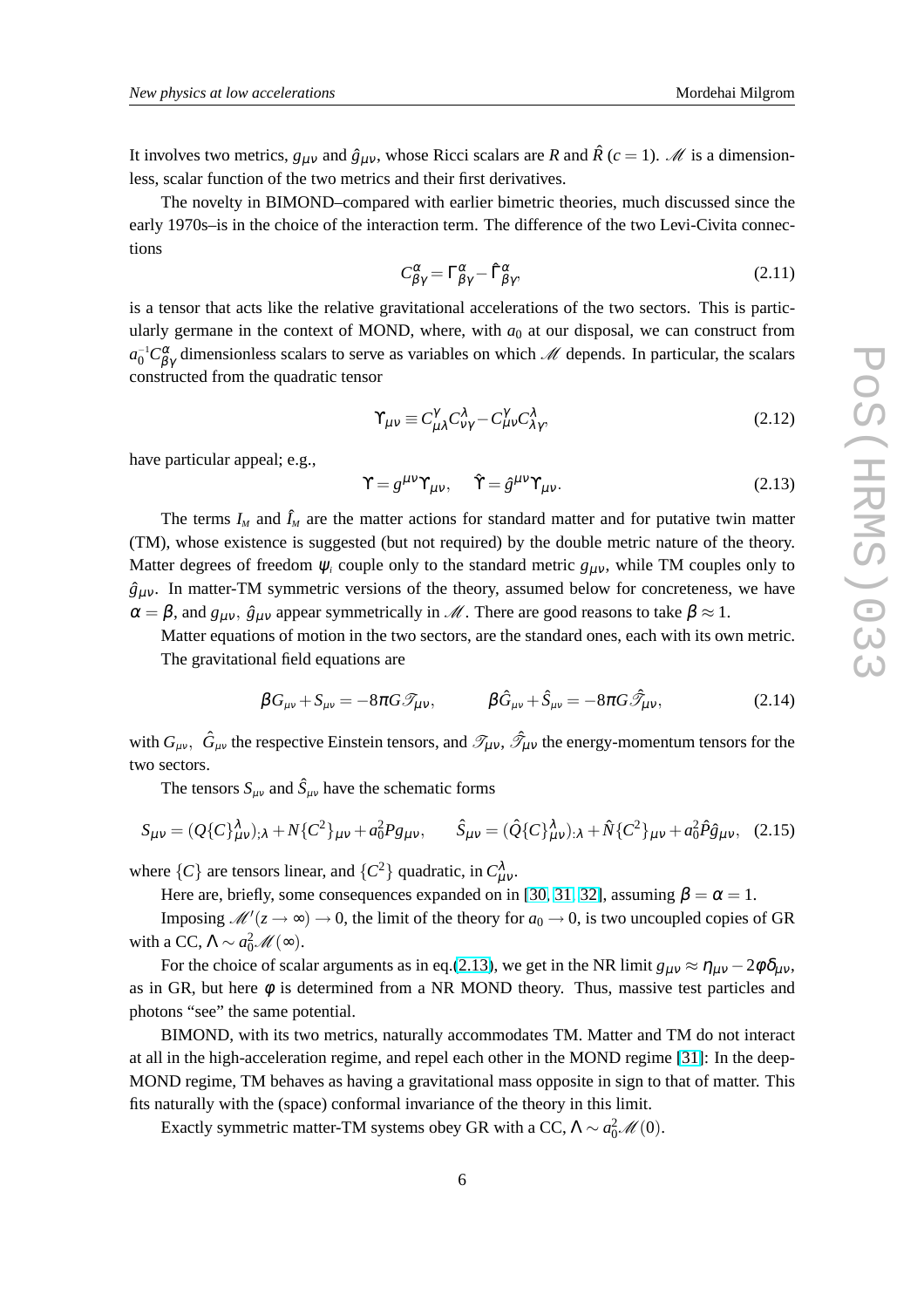It involves two metrics, $g_{\mu\nu}$ and $\hat{g}_{\mu\nu}$, whose Ricci scalars are $R$ and $\hat{R}$ ($c = 1$). $\mathscr{M}$ is a dimensionless, scalar function of the two metrics and their first derivatives.

The novelty in BIMOND–compared with earlier bimetric theories, much discussed since the early 1970s–is in the choice of the interaction term. The difference of the two Levi-Civita connections

$$C^{\alpha}_{\beta\gamma} = \Gamma^{\alpha}_{\beta\gamma} - \hat{\Gamma}^{\alpha}_{\beta\gamma}, \tag{2.11}$$

is a tensor that acts like the relative gravitational accelerations of the two sectors. This is particularly germane in the context of MOND, where, with $a_0$ at our disposal, we can construct from $a_0^{-1}C^{\alpha}_{\beta\gamma}$ dimensionless scalars to serve as variables on which $\mathscr{M}$ depends. In particular, the scalars constructed from the quadratic tensor

$$\Upsilon_{\mu\nu} \equiv C^{\gamma}_{\mu\lambda}C^{\lambda}_{\nu\gamma} - C^{\gamma}_{\mu\nu}C^{\lambda}_{\lambda\gamma}, \tag{2.12}$$

have particular appeal; e.g.,

$$\Upsilon = g^{\mu\nu}\Upsilon_{\mu\nu}, \qquad \hat{\Upsilon} = \hat{g}^{\mu\nu}\Upsilon_{\mu\nu}. \tag{2.13}$$

The terms $I_M$ and $\hat{I}_M$ are the matter actions for standard matter and for putative twin matter (TM), whose existence is suggested (but not required) by the double metric nature of the theory. Matter degrees of freedom $\psi_i$ couple only to the standard metric $g_{\mu\nu}$, while TM couples only to $\hat{g}_{\mu\nu}$. In matter-TM symmetric versions of the theory, assumed below for concreteness, we have $\alpha = \beta$, and $g_{\mu\nu}$, $\hat{g}_{\mu\nu}$ appear symmetrically in $\mathscr{M}$. There are good reasons to take $\beta \approx 1$.

Matter equations of motion in the two sectors, are the standard ones, each with its own metric.

The gravitational field equations are

$$\beta G_{\mu\nu} + S_{\mu\nu} = -8\pi G \mathscr{T}_{\mu\nu}, \qquad \beta \hat{G}_{\mu\nu} + \hat{S}_{\mu\nu} = -8\pi G \hat{\mathscr{T}}_{\mu\nu}, \tag{2.14}$$

with $G_{\mu\nu}$, $\hat{G}_{\mu\nu}$ the respective Einstein tensors, and $\mathscr{T}_{\mu\nu}$, $\hat{\mathscr{T}}_{\mu\nu}$ the energy-momentum tensors for the two sectors.

The tensors $S_{\mu\nu}$ and $\hat{S}_{\mu\nu}$ have the schematic forms

$$S_{\mu\nu} = (Q\{C\}^{\lambda}_{\mu\nu})_{;\lambda} + N\{C^2\}_{\mu\nu} + a_0^2 P g_{\mu\nu}, \qquad \hat{S}_{\mu\nu} = (\hat{Q}\{C\}^{\lambda}_{\mu\nu})_{:\lambda} + \hat{N}\{C^2\}_{\mu\nu} + a_0^2 \hat{P}\hat{g}_{\mu\nu}, \tag{2.15}$$

where $\{C\}$ are tensors linear, and $\{C^2\}$ quadratic, in $C^{\lambda}_{\mu\nu}$.

Here are, briefly, some consequences expanded on in [30, 31, 32], assuming $\beta = \alpha = 1$.

Imposing $\mathscr{M}'(z \to \infty) \to 0$, the limit of the theory for $a_0 \to 0$, is two uncoupled copies of GR with a CC, $\Lambda \sim a_0^2 \mathscr{M}(\infty)$.

For the choice of scalar arguments as in eq.(2.13), we get in the NR limit $g_{\mu\nu} \approx \eta_{\mu\nu} - 2\phi\delta_{\mu\nu}$, as in GR, but here $\phi$ is determined from a NR MOND theory. Thus, massive test particles and photons "see" the same potential.

BIMOND, with its two metrics, naturally accommodates TM. Matter and TM do not interact at all in the high-acceleration regime, and repel each other in the MOND regime [31]: In the deep-MOND regime, TM behaves as having a gravitational mass opposite in sign to that of matter. This fits naturally with the (space) conformal invariance of the theory in this limit.

Exactly symmetric matter-TM systems obey GR with a CC, $\Lambda \sim a_0^2 \mathscr{M}(0)$.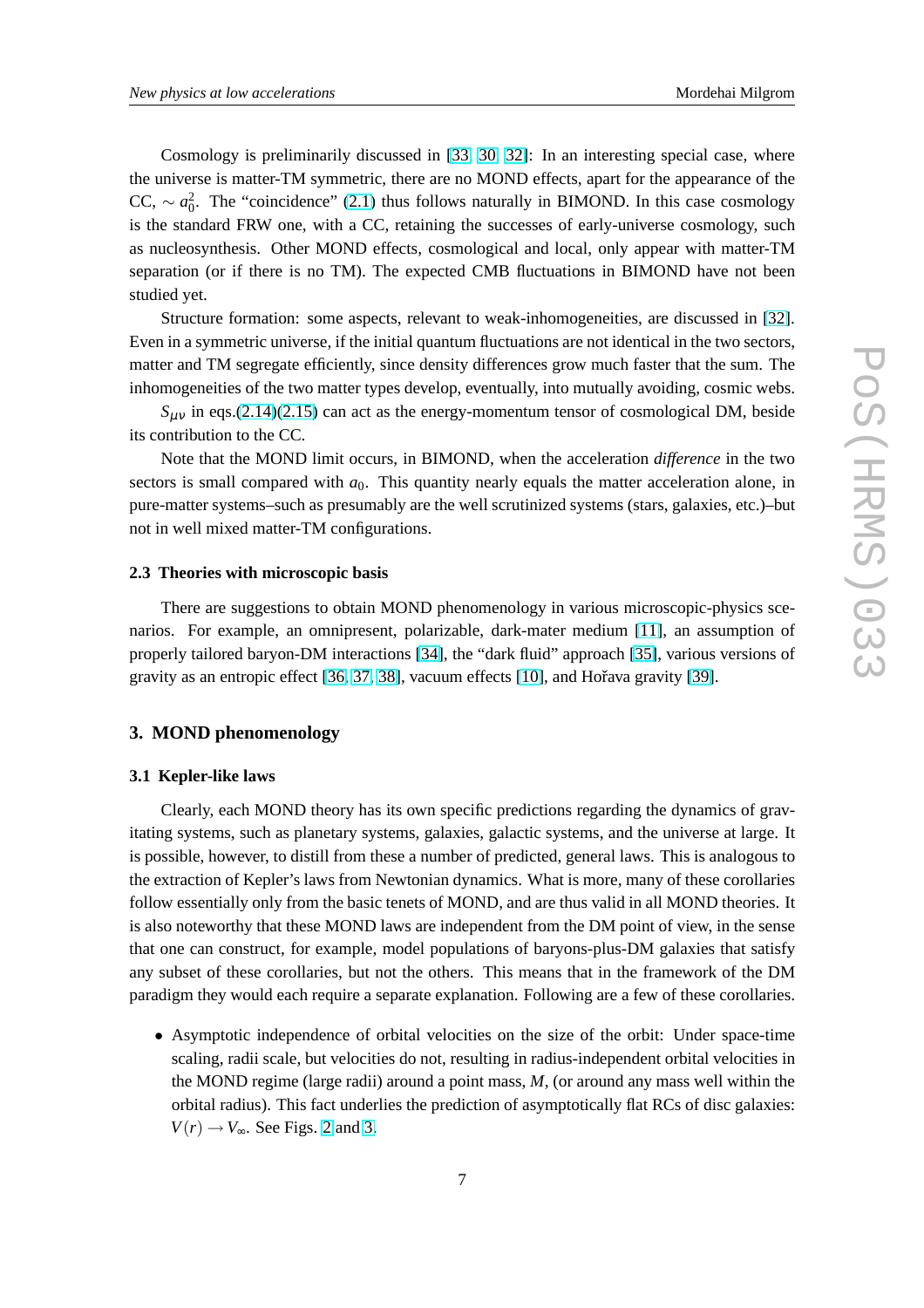Cosmology is preliminarily discussed in [33, 30, 32]: In an interesting special case, where the universe is matter-TM symmetric, there are no MOND effects, apart for the appearance of the CC, $\sim a_0^2$. The "coincidence" (2.1) thus follows naturally in BIMOND. In this case cosmology is the standard FRW one, with a CC, retaining the successes of early-universe cosmology, such as nucleosynthesis. Other MOND effects, cosmological and local, only appear with matter-TM separation (or if there is no TM). The expected CMB fluctuations in BIMOND have not been studied yet.

Structure formation: some aspects, relevant to weak-inhomogeneities, are discussed in [32]. Even in a symmetric universe, if the initial quantum fluctuations are not identical in the two sectors, matter and TM segregate efficiently, since density differences grow much faster that the sum. The inhomogeneities of the two matter types develop, eventually, into mutually avoiding, cosmic webs.

$S_{\mu\nu}$ in eqs.(2.14)(2.15) can act as the energy-momentum tensor of cosmological DM, beside its contribution to the CC.

Note that the MOND limit occurs, in BIMOND, when the acceleration *difference* in the two sectors is small compared with $a_0$. This quantity nearly equals the matter acceleration alone, in pure-matter systems–such as presumably are the well scrutinized systems (stars, galaxies, etc.)–but not in well mixed matter-TM configurations.

### 2.3 Theories with microscopic basis

There are suggestions to obtain MOND phenomenology in various microscopic-physics scenarios. For example, an omnipresent, polarizable, dark-mater medium [11], an assumption of properly tailored baryon-DM interactions [34], the "dark fluid" approach [35], various versions of gravity as an entropic effect [36, 37, 38], vacuum effects [10], and Hořava gravity [39].

## 3. MOND phenomenology

### 3.1 Kepler-like laws

Clearly, each MOND theory has its own specific predictions regarding the dynamics of gravitating systems, such as planetary systems, galaxies, galactic systems, and the universe at large. It is possible, however, to distill from these a number of predicted, general laws. This is analogous to the extraction of Kepler's laws from Newtonian dynamics. What is more, many of these corollaries follow essentially only from the basic tenets of MOND, and are thus valid in all MOND theories. It is also noteworthy that these MOND laws are independent from the DM point of view, in the sense that one can construct, for example, model populations of baryons-plus-DM galaxies that satisfy any subset of these corollaries, but not the others. This means that in the framework of the DM paradigm they would each require a separate explanation. Following are a few of these corollaries.

- Asymptotic independence of orbital velocities on the size of the orbit: Under space-time scaling, radii scale, but velocities do not, resulting in radius-independent orbital velocities in the MOND regime (large radii) around a point mass, $M$, (or around any mass well within the orbital radius). This fact underlies the prediction of asymptotically flat RCs of disc galaxies: $V(r) \rightarrow V_\infty$. See Figs. 2 and 3.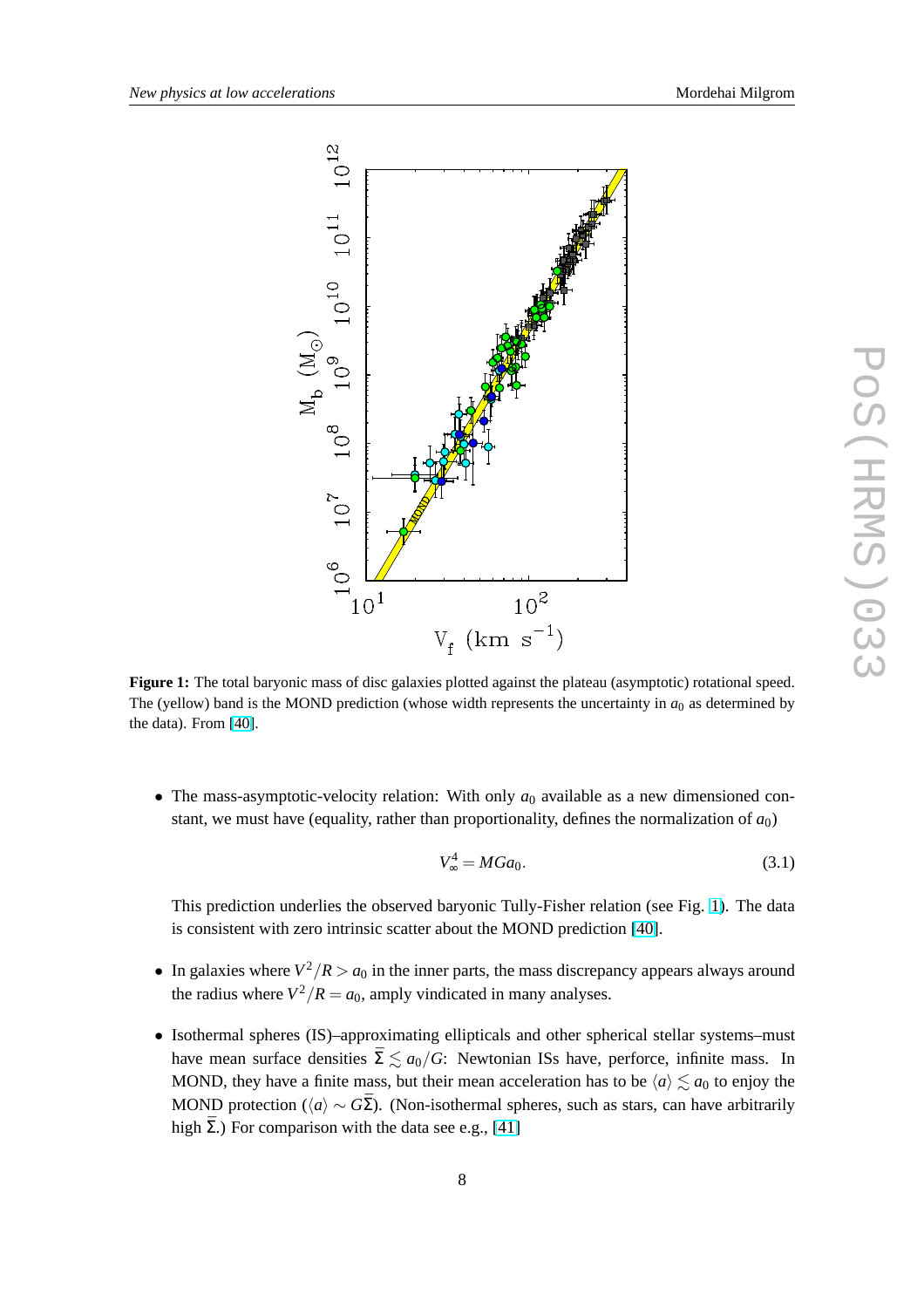**Figure 1:** The total baryonic mass of disc galaxies plotted against the plateau (asymptotic) rotational speed. The (yellow) band is the MOND prediction (whose width represents the uncertainty in $a_0$ as determined by the data). From [40].

- The mass-asymptotic-velocity relation: With only $a_0$ available as a new dimensioned constant, we must have (equality, rather than proportionality, defines the normalization of $a_0$)

$$V_\infty^4 = MGa_0. \tag{3.1}$$

  This prediction underlies the observed baryonic Tully-Fisher relation (see Fig. 1). The data is consistent with zero intrinsic scatter about the MOND prediction [40].

- In galaxies where $V^2/R > a_0$ in the inner parts, the mass discrepancy appears always around the radius where $V^2/R = a_0$, amply vindicated in many analyses.

- Isothermal spheres (IS)–approximating ellipticals and other spherical stellar systems–must have mean surface densities $\bar{\Sigma} \lesssim a_0/G$: Newtonian ISs have, perforce, infinite mass. In MOND, they have a finite mass, but their mean acceleration has to be $\langle a \rangle \lesssim a_0$ to enjoy the MOND protection ($\langle a \rangle \sim G\bar{\Sigma}$). (Non-isothermal spheres, such as stars, can have arbitrarily high $\bar{\Sigma}$.) For comparison with the data see e.g., [41]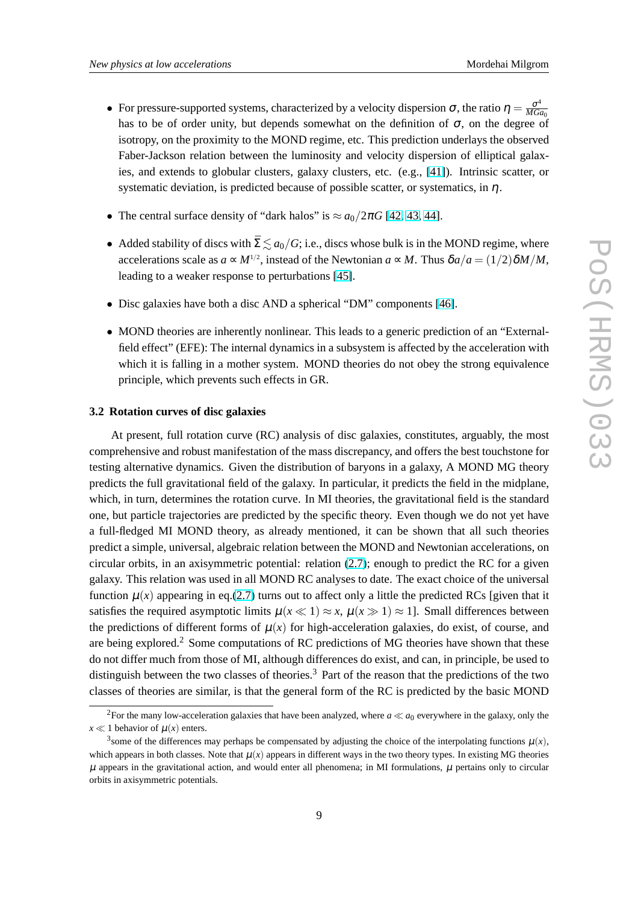- For pressure-supported systems, characterized by a velocity dispersion $\sigma$, the ratio $\eta = \frac{\sigma^4}{MGa_0}$ has to be of order unity, but depends somewhat on the definition of $\sigma$, on the degree of isotropy, on the proximity to the MOND regime, etc. This prediction underlays the observed Faber-Jackson relation between the luminosity and velocity dispersion of elliptical galaxies, and extends to globular clusters, galaxy clusters, etc. (e.g., [41]). Intrinsic scatter, or systematic deviation, is predicted because of possible scatter, or systematics, in $\eta$.

- The central surface density of "dark halos" is $\approx a_0/2\pi G$ [42, 43, 44].

- Added stability of discs with $\bar{\Sigma} \lesssim a_0/G$; i.e., discs whose bulk is in the MOND regime, where accelerations scale as $a \propto M^{1/2}$, instead of the Newtonian $a \propto M$. Thus $\delta a/a = (1/2)\delta M/M$, leading to a weaker response to perturbations [45].

- Disc galaxies have both a disc AND a spherical "DM" components [46].

- MOND theories are inherently nonlinear. This leads to a generic prediction of an "External-field effect" (EFE): The internal dynamics in a subsystem is affected by the acceleration with which it is falling in a mother system. MOND theories do not obey the strong equivalence principle, which prevents such effects in GR.

### 3.2 Rotation curves of disc galaxies

At present, full rotation curve (RC) analysis of disc galaxies, constitutes, arguably, the most comprehensive and robust manifestation of the mass discrepancy, and offers the best touchstone for testing alternative dynamics. Given the distribution of baryons in a galaxy, A MOND MG theory predicts the full gravitational field of the galaxy. In particular, it predicts the field in the midplane, which, in turn, determines the rotation curve. In MI theories, the gravitational field is the standard one, but particle trajectories are predicted by the specific theory. Even though we do not yet have a full-fledged MI MOND theory, as already mentioned, it can be shown that all such theories predict a simple, universal, algebraic relation between the MOND and Newtonian accelerations, on circular orbits, in an axisymmetric potential: relation (2.7); enough to predict the RC for a given galaxy. This relation was used in all MOND RC analyses to date. The exact choice of the universal function $\mu(x)$ appearing in eq.(2.7) turns out to affect only a little the predicted RCs [given that it satisfies the required asymptotic limits $\mu(x \ll 1) \approx x$, $\mu(x \gg 1) \approx 1$]. Small differences between the predictions of different forms of $\mu(x)$ for high-acceleration galaxies, do exist, of course, and are being explored.[2] Some computations of RC predictions of MG theories have shown that these do not differ much from those of MI, although differences do exist, and can, in principle, be used to distinguish between the two classes of theories.[3] Part of the reason that the predictions of the two classes of theories are similar, is that the general form of the RC is predicted by the basic MOND

[2] For the many low-acceleration galaxies that have been analyzed, where $a \ll a_0$ everywhere in the galaxy, only the $x \ll 1$ behavior of $\mu(x)$ enters.

[3] some of the differences may perhaps be compensated by adjusting the choice of the interpolating functions $\mu(x)$, which appears in both classes. Note that $\mu(x)$ appears in different ways in the two theory types. In existing MG theories $\mu$ appears in the gravitational action, and would enter all phenomena; in MI formulations, $\mu$ pertains only to circular orbits in axisymmetric potentials.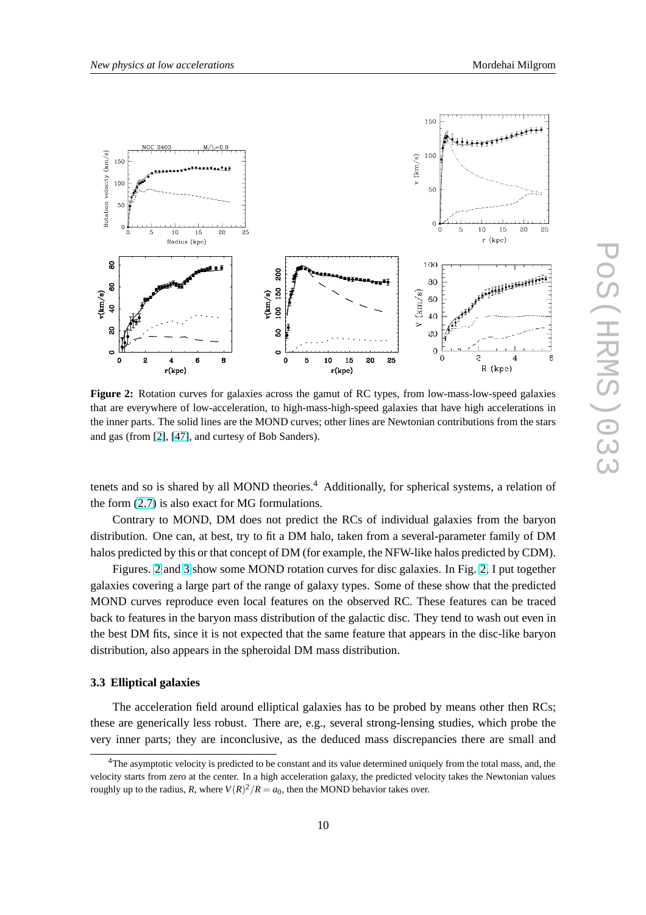**Figure 2:** Rotation curves for galaxies across the gamut of RC types, from low-mass-low-speed galaxies that are everywhere of low-acceleration, to high-mass-high-speed galaxies that have high accelerations in the inner parts. The solid lines are the MOND curves; other lines are Newtonian contributions from the stars and gas (from [2], [47], and curtesy of Bob Sanders).

tenets and so is shared by all MOND theories.[4] Additionally, for spherical systems, a relation of the form (2.7) is also exact for MG formulations.

Contrary to MOND, DM does not predict the RCs of individual galaxies from the baryon distribution. One can, at best, try to fit a DM halo, taken from a several-parameter family of DM halos predicted by this or that concept of DM (for example, the NFW-like halos predicted by CDM).

Figures. 2 and 3 show some MOND rotation curves for disc galaxies. In Fig. 2, I put together galaxies covering a large part of the range of galaxy types. Some of these show that the predicted MOND curves reproduce even local features on the observed RC. These features can be traced back to features in the baryon mass distribution of the galactic disc. They tend to wash out even in the best DM fits, since it is not expected that the same feature that appears in the disc-like baryon distribution, also appears in the spheroidal DM mass distribution.

### 3.3 Elliptical galaxies

The acceleration field around elliptical galaxies has to be probed by means other then RCs; these are generically less robust. There are, e.g., several strong-lensing studies, which probe the very inner parts; they are inconclusive, as the deduced mass discrepancies there are small and

[4] The asymptotic velocity is predicted to be constant and its value determined uniquely from the total mass, and, the velocity starts from zero at the center. In a high acceleration galaxy, the predicted velocity takes the Newtonian values roughly up to the radius, $R$, where $V(R)^2/R = a_0$, then the MOND behavior takes over.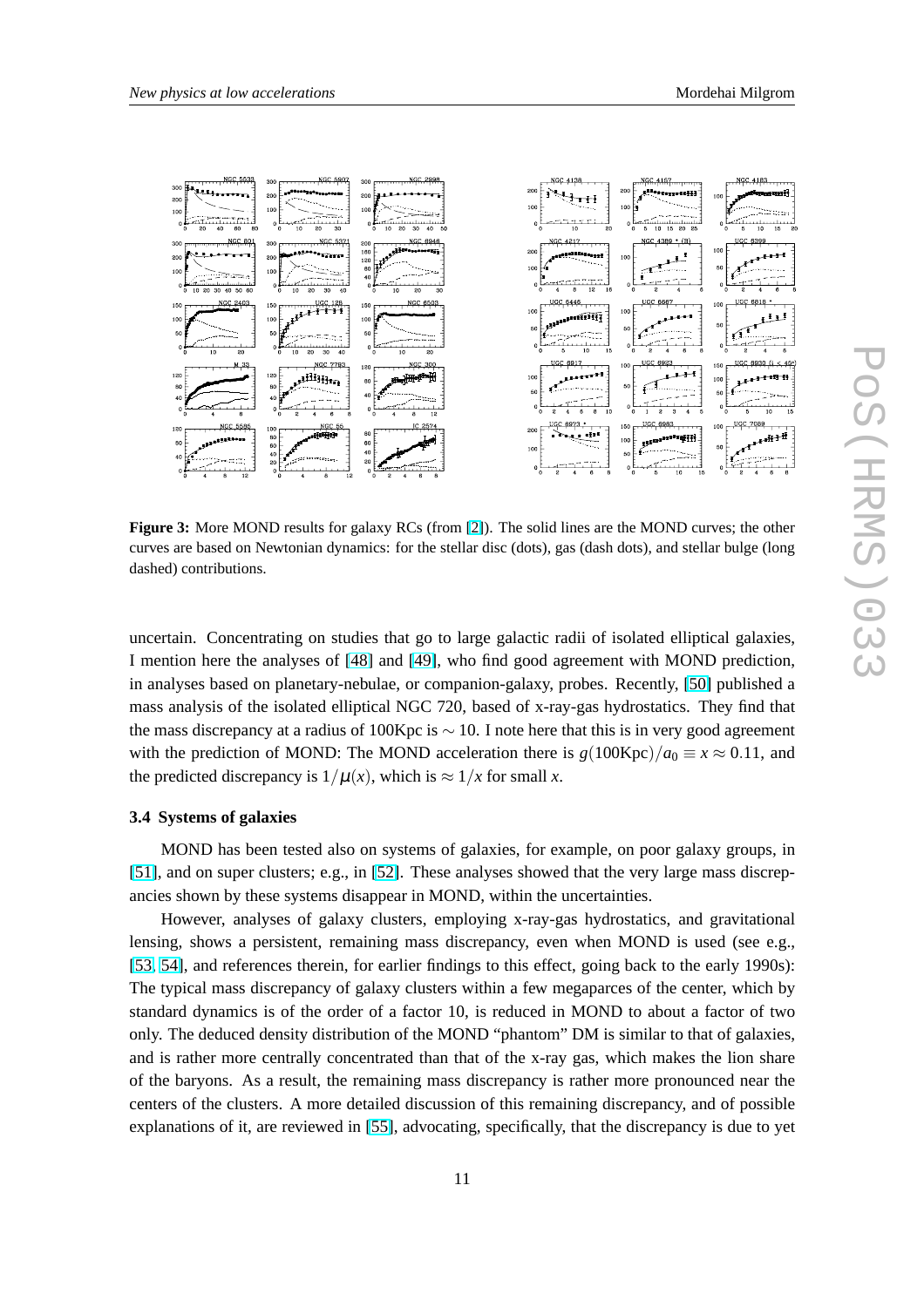**Figure 3:** More MOND results for galaxy RCs (from [2]). The solid lines are the MOND curves; the other curves are based on Newtonian dynamics: for the stellar disc (dots), gas (dash dots), and stellar bulge (long dashed) contributions.

uncertain. Concentrating on studies that go to large galactic radii of isolated elliptical galaxies, I mention here the analyses of [48] and [49], who find good agreement with MOND prediction, in analyses based on planetary-nebulae, or companion-galaxy, probes. Recently, [50] published a mass analysis of the isolated elliptical NGC 720, based of x-ray-gas hydrostatics. They find that the mass discrepancy at a radius of 100Kpc is $\sim 10$. I note here that this is in very good agreement with the prediction of MOND: The MOND acceleration there is $g(100\text{Kpc})/a_0 \equiv x \approx 0.11$, and the predicted discrepancy is $1/\mu(x)$, which is $\approx 1/x$ for small $x$.

### 3.4 Systems of galaxies

MOND has been tested also on systems of galaxies, for example, on poor galaxy groups, in [51], and on super clusters; e.g., in [52]. These analyses showed that the very large mass discrepancies shown by these systems disappear in MOND, within the uncertainties.

However, analyses of galaxy clusters, employing x-ray-gas hydrostatics, and gravitational lensing, shows a persistent, remaining mass discrepancy, even when MOND is used (see e.g., [53, 54], and references therein, for earlier findings to this effect, going back to the early 1990s): The typical mass discrepancy of galaxy clusters within a few megaparces of the center, which by standard dynamics is of the order of a factor 10, is reduced in MOND to about a factor of two only. The deduced density distribution of the MOND "phantom" DM is similar to that of galaxies, and is rather more centrally concentrated than that of the x-ray gas, which makes the lion share of the baryons. As a result, the remaining mass discrepancy is rather more pronounced near the centers of the clusters. A more detailed discussion of this remaining discrepancy, and of possible explanations of it, are reviewed in [55], advocating, specifically, that the discrepancy is due to yet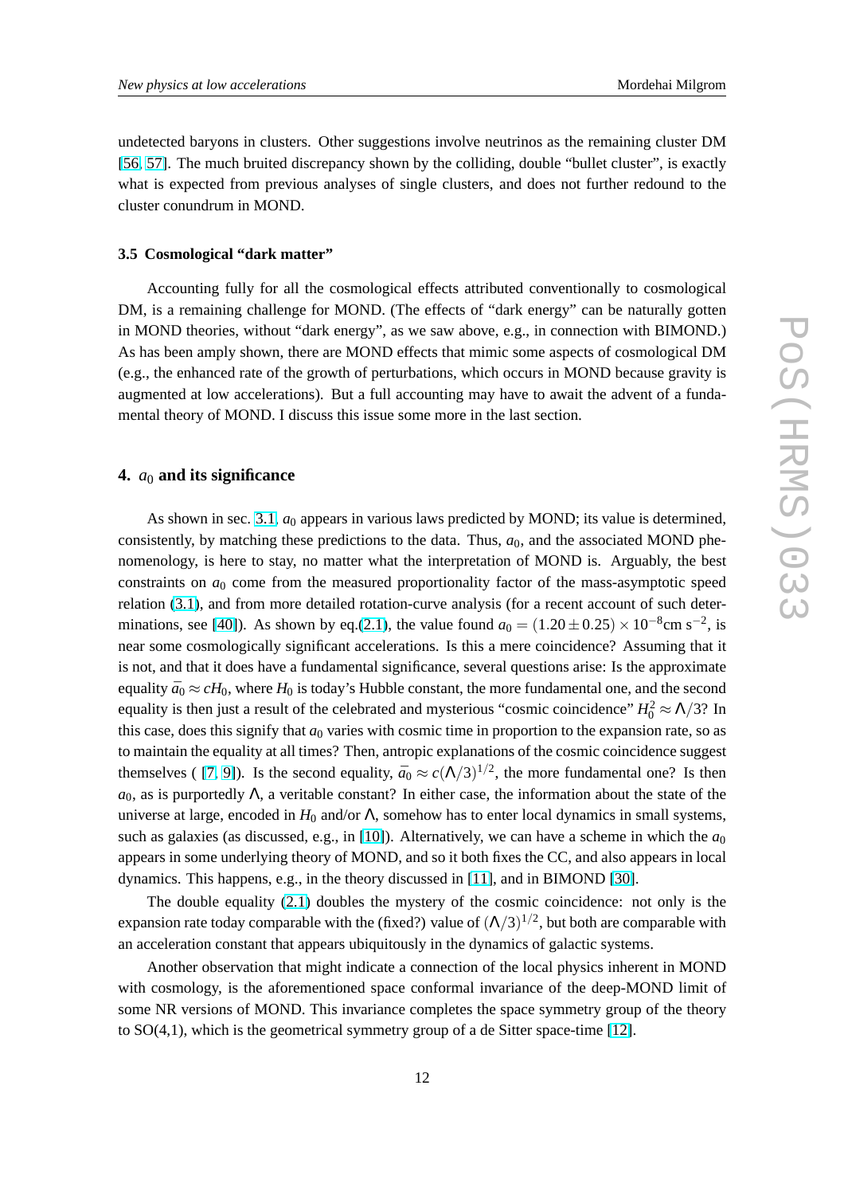undetected baryons in clusters. Other suggestions involve neutrinos as the remaining cluster DM [56, 57]. The much bruited discrepancy shown by the colliding, double "bullet cluster", is exactly what is expected from previous analyses of single clusters, and does not further redound to the cluster conundrum in MOND.

### 3.5 Cosmological "dark matter"

Accounting fully for all the cosmological effects attributed conventionally to cosmological DM, is a remaining challenge for MOND. (The effects of "dark energy" can be naturally gotten in MOND theories, without "dark energy", as we saw above, e.g., in connection with BIMOND.) As has been amply shown, there are MOND effects that mimic some aspects of cosmological DM (e.g., the enhanced rate of the growth of perturbations, which occurs in MOND because gravity is augmented at low accelerations). But a full accounting may have to await the advent of a fundamental theory of MOND. I discuss this issue some more in the last section.

## 4. $a_0$ and its significance

As shown in sec. 3.1, $a_0$ appears in various laws predicted by MOND; its value is determined, consistently, by matching these predictions to the data. Thus, $a_0$, and the associated MOND phenomenology, is here to stay, no matter what the interpretation of MOND is. Arguably, the best constraints on $a_0$ come from the measured proportionality factor of the mass-asymptotic speed relation (3.1), and from more detailed rotation-curve analysis (for a recent account of such determinations, see [40]). As shown by eq.(2.1), the value found $a_0 = (1.20 \pm 0.25) \times 10^{-8}\text{cm s}^{-2}$, is near some cosmologically significant accelerations. Is this a mere coincidence? Assuming that it is not, and that it does have a fundamental significance, several questions arise: Is the approximate equality $\bar{a}_0 \approx cH_0$, where $H_0$ is today's Hubble constant, the more fundamental one, and the second equality is then just a result of the celebrated and mysterious "cosmic coincidence" $H_0^2 \approx \Lambda/3$? In this case, does this signify that $a_0$ varies with cosmic time in proportion to the expansion rate, so as to maintain the equality at all times? Then, antropic explanations of the cosmic coincidence suggest themselves ( [7, 9]). Is the second equality, $\bar{a}_0 \approx c(\Lambda/3)^{1/2}$, the more fundamental one? Is then $a_0$, as is purportedly $\Lambda$, a veritable constant? In either case, the information about the state of the universe at large, encoded in $H_0$ and/or $\Lambda$, somehow has to enter local dynamics in small systems, such as galaxies (as discussed, e.g., in [10]). Alternatively, we can have a scheme in which the $a_0$ appears in some underlying theory of MOND, and so it both fixes the CC, and also appears in local dynamics. This happens, e.g., in the theory discussed in [11], and in BIMOND [30].

The double equality (2.1) doubles the mystery of the cosmic coincidence: not only is the expansion rate today comparable with the (fixed?) value of $(\Lambda/3)^{1/2}$, but both are comparable with an acceleration constant that appears ubiquitously in the dynamics of galactic systems.

Another observation that might indicate a connection of the local physics inherent in MOND with cosmology, is the aforementioned space conformal invariance of the deep-MOND limit of some NR versions of MOND. This invariance completes the space symmetry group of the theory to SO(4,1), which is the geometrical symmetry group of a de Sitter space-time [12].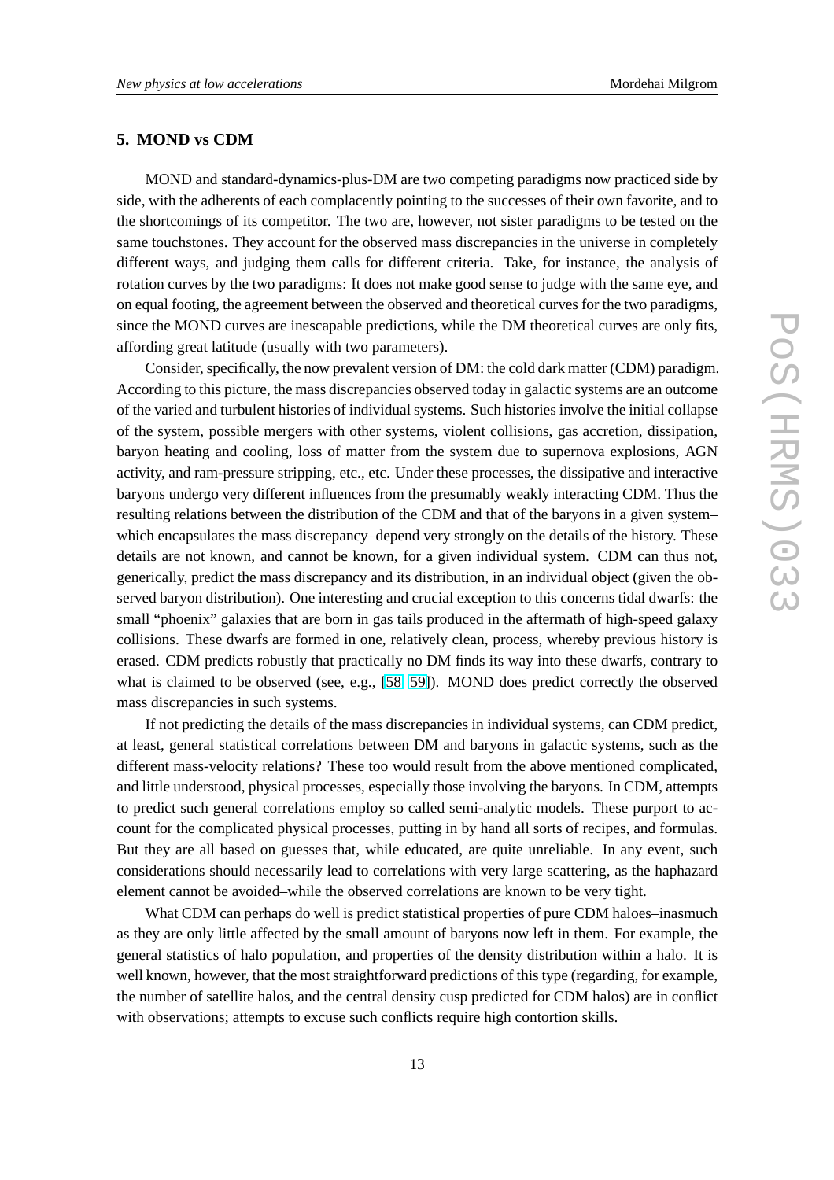## 5. MOND vs CDM

MOND and standard-dynamics-plus-DM are two competing paradigms now practiced side by side, with the adherents of each complacently pointing to the successes of their own favorite, and to the shortcomings of its competitor. The two are, however, not sister paradigms to be tested on the same touchstones. They account for the observed mass discrepancies in the universe in completely different ways, and judging them calls for different criteria. Take, for instance, the analysis of rotation curves by the two paradigms: It does not make good sense to judge with the same eye, and on equal footing, the agreement between the observed and theoretical curves for the two paradigms, since the MOND curves are inescapable predictions, while the DM theoretical curves are only fits, affording great latitude (usually with two parameters).

Consider, specifically, the now prevalent version of DM: the cold dark matter (CDM) paradigm. According to this picture, the mass discrepancies observed today in galactic systems are an outcome of the varied and turbulent histories of individual systems. Such histories involve the initial collapse of the system, possible mergers with other systems, violent collisions, gas accretion, dissipation, baryon heating and cooling, loss of matter from the system due to supernova explosions, AGN activity, and ram-pressure stripping, etc., etc. Under these processes, the dissipative and interactive baryons undergo very different influences from the presumably weakly interacting CDM. Thus the resulting relations between the distribution of the CDM and that of the baryons in a given system–which encapsulates the mass discrepancy–depend very strongly on the details of the history. These details are not known, and cannot be known, for a given individual system. CDM can thus not, generically, predict the mass discrepancy and its distribution, in an individual object (given the observed baryon distribution). One interesting and crucial exception to this concerns tidal dwarfs: the small "phoenix" galaxies that are born in gas tails produced in the aftermath of high-speed galaxy collisions. These dwarfs are formed in one, relatively clean, process, whereby previous history is erased. CDM predicts robustly that practically no DM finds its way into these dwarfs, contrary to what is claimed to be observed (see, e.g., [58, 59]). MOND does predict correctly the observed mass discrepancies in such systems.

If not predicting the details of the mass discrepancies in individual systems, can CDM predict, at least, general statistical correlations between DM and baryons in galactic systems, such as the different mass-velocity relations? These too would result from the above mentioned complicated, and little understood, physical processes, especially those involving the baryons. In CDM, attempts to predict such general correlations employ so called semi-analytic models. These purport to account for the complicated physical processes, putting in by hand all sorts of recipes, and formulas. But they are all based on guesses that, while educated, are quite unreliable. In any event, such considerations should necessarily lead to correlations with very large scattering, as the haphazard element cannot be avoided–while the observed correlations are known to be very tight.

What CDM can perhaps do well is predict statistical properties of pure CDM haloes–inasmuch as they are only little affected by the small amount of baryons now left in them. For example, the general statistics of halo population, and properties of the density distribution within a halo. It is well known, however, that the most straightforward predictions of this type (regarding, for example, the number of satellite halos, and the central density cusp predicted for CDM halos) are in conflict with observations; attempts to excuse such conflicts require high contortion skills.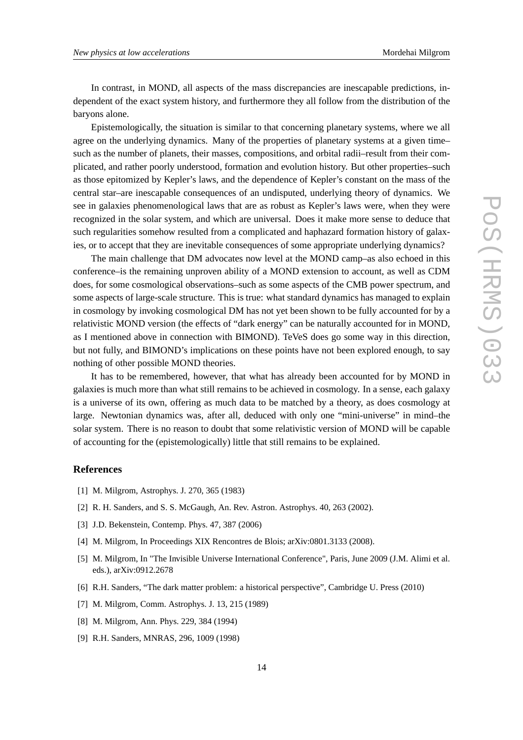In contrast, in MOND, all aspects of the mass discrepancies are inescapable predictions, independent of the exact system history, and furthermore they all follow from the distribution of the baryons alone.

Epistemologically, the situation is similar to that concerning planetary systems, where we all agree on the underlying dynamics. Many of the properties of planetary systems at a given time–such as the number of planets, their masses, compositions, and orbital radii–result from their complicated, and rather poorly understood, formation and evolution history. But other properties–such as those epitomized by Kepler's laws, and the dependence of Kepler's constant on the mass of the central star–are inescapable consequences of an undisputed, underlying theory of dynamics. We see in galaxies phenomenological laws that are as robust as Kepler's laws were, when they were recognized in the solar system, and which are universal. Does it make more sense to deduce that such regularities somehow resulted from a complicated and haphazard formation history of galaxies, or to accept that they are inevitable consequences of some appropriate underlying dynamics?

The main challenge that DM advocates now level at the MOND camp–as also echoed in this conference–is the remaining unproven ability of a MOND extension to account, as well as CDM does, for some cosmological observations–such as some aspects of the CMB power spectrum, and some aspects of large-scale structure. This is true: what standard dynamics has managed to explain in cosmology by invoking cosmological DM has not yet been shown to be fully accounted for by a relativistic MOND version (the effects of "dark energy" can be naturally accounted for in MOND, as I mentioned above in connection with BIMOND). TeVeS does go some way in this direction, but not fully, and BIMOND's implications on these points have not been explored enough, to say nothing of other possible MOND theories.

It has to be remembered, however, that what has already been accounted for by MOND in galaxies is much more than what still remains to be achieved in cosmology. In a sense, each galaxy is a universe of its own, offering as much data to be matched by a theory, as does cosmology at large. Newtonian dynamics was, after all, deduced with only one "mini-universe" in mind–the solar system. There is no reason to doubt that some relativistic version of MOND will be capable of accounting for the (epistemologically) little that still remains to be explained.

## References

[1] M. Milgrom, Astrophys. J. 270, 365 (1983)

[2] R. H. Sanders, and S. S. McGaugh, An. Rev. Astron. Astrophys. 40, 263 (2002).

[3] J.D. Bekenstein, Contemp. Phys. 47, 387 (2006)

[4] M. Milgrom, In Proceedings XIX Rencontres de Blois; arXiv:0801.3133 (2008).

[5] M. Milgrom, In "The Invisible Universe International Conference", Paris, June 2009 (J.M. Alimi et al. eds.), arXiv:0912.2678

[6] R.H. Sanders, "The dark matter problem: a historical perspective", Cambridge U. Press (2010)

[7] M. Milgrom, Comm. Astrophys. J. 13, 215 (1989)

[8] M. Milgrom, Ann. Phys. 229, 384 (1994)

[9] R.H. Sanders, MNRAS, 296, 1009 (1998)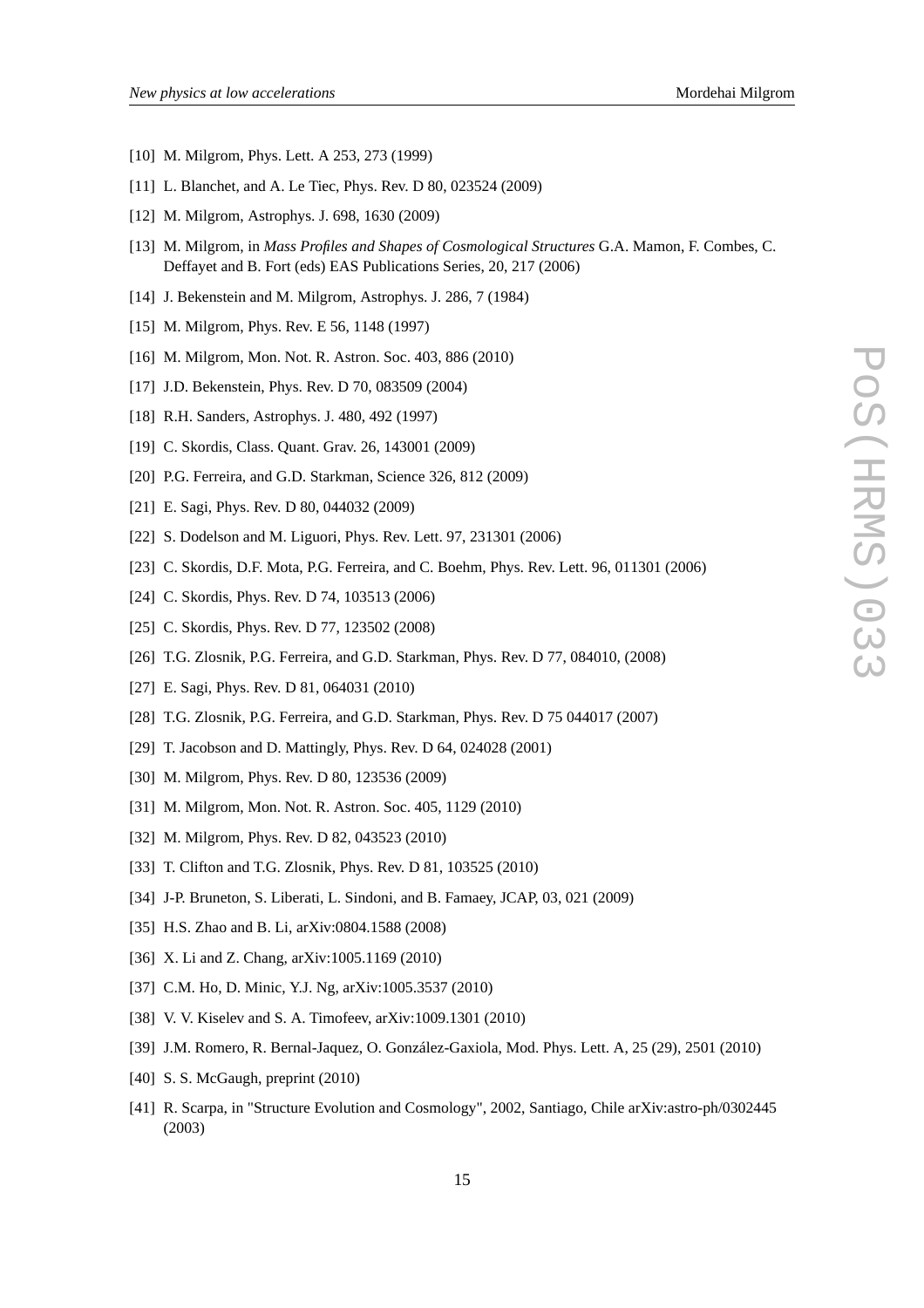[10] M. Milgrom, Phys. Lett. A 253, 273 (1999)

[11] L. Blanchet, and A. Le Tiec, Phys. Rev. D 80, 023524 (2009)

[12] M. Milgrom, Astrophys. J. 698, 1630 (2009)

[13] M. Milgrom, in *Mass Profiles and Shapes of Cosmological Structures* G.A. Mamon, F. Combes, C. Deffayet and B. Fort (eds) EAS Publications Series, 20, 217 (2006)

[14] J. Bekenstein and M. Milgrom, Astrophys. J. 286, 7 (1984)

[15] M. Milgrom, Phys. Rev. E 56, 1148 (1997)

[16] M. Milgrom, Mon. Not. R. Astron. Soc. 403, 886 (2010)

[17] J.D. Bekenstein, Phys. Rev. D 70, 083509 (2004)

[18] R.H. Sanders, Astrophys. J. 480, 492 (1997)

[19] C. Skordis, Class. Quant. Grav. 26, 143001 (2009)

[20] P.G. Ferreira, and G.D. Starkman, Science 326, 812 (2009)

[21] E. Sagi, Phys. Rev. D 80, 044032 (2009)

[22] S. Dodelson and M. Liguori, Phys. Rev. Lett. 97, 231301 (2006)

[23] C. Skordis, D.F. Mota, P.G. Ferreira, and C. Boehm, Phys. Rev. Lett. 96, 011301 (2006)

[24] C. Skordis, Phys. Rev. D 74, 103513 (2006)

[25] C. Skordis, Phys. Rev. D 77, 123502 (2008)

[26] T.G. Zlosnik, P.G. Ferreira, and G.D. Starkman, Phys. Rev. D 77, 084010, (2008)

[27] E. Sagi, Phys. Rev. D 81, 064031 (2010)

[28] T.G. Zlosnik, P.G. Ferreira, and G.D. Starkman, Phys. Rev. D 75 044017 (2007)

[29] T. Jacobson and D. Mattingly, Phys. Rev. D 64, 024028 (2001)

[30] M. Milgrom, Phys. Rev. D 80, 123536 (2009)

[31] M. Milgrom, Mon. Not. R. Astron. Soc. 405, 1129 (2010)

[32] M. Milgrom, Phys. Rev. D 82, 043523 (2010)

[33] T. Clifton and T.G. Zlosnik, Phys. Rev. D 81, 103525 (2010)

[34] J-P. Bruneton, S. Liberati, L. Sindoni, and B. Famaey, JCAP, 03, 021 (2009)

[35] H.S. Zhao and B. Li, arXiv:0804.1588 (2008)

[36] X. Li and Z. Chang, arXiv:1005.1169 (2010)

[37] C.M. Ho, D. Minic, Y.J. Ng, arXiv:1005.3537 (2010)

[38] V. V. Kiselev and S. A. Timofeev, arXiv:1009.1301 (2010)

[39] J.M. Romero, R. Bernal-Jaquez, O. González-Gaxiola, Mod. Phys. Lett. A, 25 (29), 2501 (2010)

[40] S. S. McGaugh, preprint (2010)

[41] R. Scarpa, in "Structure Evolution and Cosmology", 2002, Santiago, Chile arXiv:astro-ph/0302445 (2003)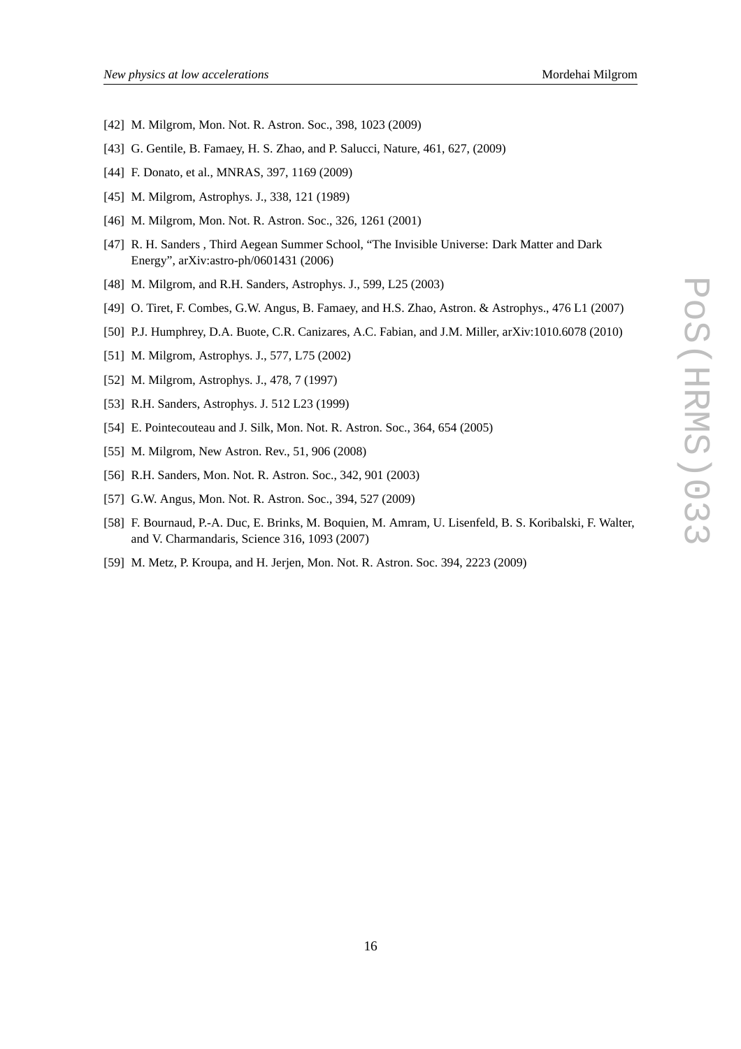[42] M. Milgrom, Mon. Not. R. Astron. Soc., 398, 1023 (2009)

[43] G. Gentile, B. Famaey, H. S. Zhao, and P. Salucci, Nature, 461, 627, (2009)

[44] F. Donato, et al., MNRAS, 397, 1169 (2009)

[45] M. Milgrom, Astrophys. J., 338, 121 (1989)

[46] M. Milgrom, Mon. Not. R. Astron. Soc., 326, 1261 (2001)

[47] R. H. Sanders , Third Aegean Summer School, "The Invisible Universe: Dark Matter and Dark Energy", arXiv:astro-ph/0601431 (2006)

[48] M. Milgrom, and R.H. Sanders, Astrophys. J., 599, L25 (2003)

[49] O. Tiret, F. Combes, G.W. Angus, B. Famaey, and H.S. Zhao, Astron. & Astrophys., 476 L1 (2007)

[50] P.J. Humphrey, D.A. Buote, C.R. Canizares, A.C. Fabian, and J.M. Miller, arXiv:1010.6078 (2010)

[51] M. Milgrom, Astrophys. J., 577, L75 (2002)

[52] M. Milgrom, Astrophys. J., 478, 7 (1997)

[53] R.H. Sanders, Astrophys. J. 512 L23 (1999)

[54] E. Pointecouteau and J. Silk, Mon. Not. R. Astron. Soc., 364, 654 (2005)

[55] M. Milgrom, New Astron. Rev., 51, 906 (2008)

[56] R.H. Sanders, Mon. Not. R. Astron. Soc., 342, 901 (2003)

[57] G.W. Angus, Mon. Not. R. Astron. Soc., 394, 527 (2009)

[58] F. Bournaud, P.-A. Duc, E. Brinks, M. Boquien, M. Amram, U. Lisenfeld, B. S. Koribalski, F. Walter, and V. Charmandaris, Science 316, 1093 (2007)

[59] M. Metz, P. Kroupa, and H. Jerjen, Mon. Not. R. Astron. Soc. 394, 2223 (2009)